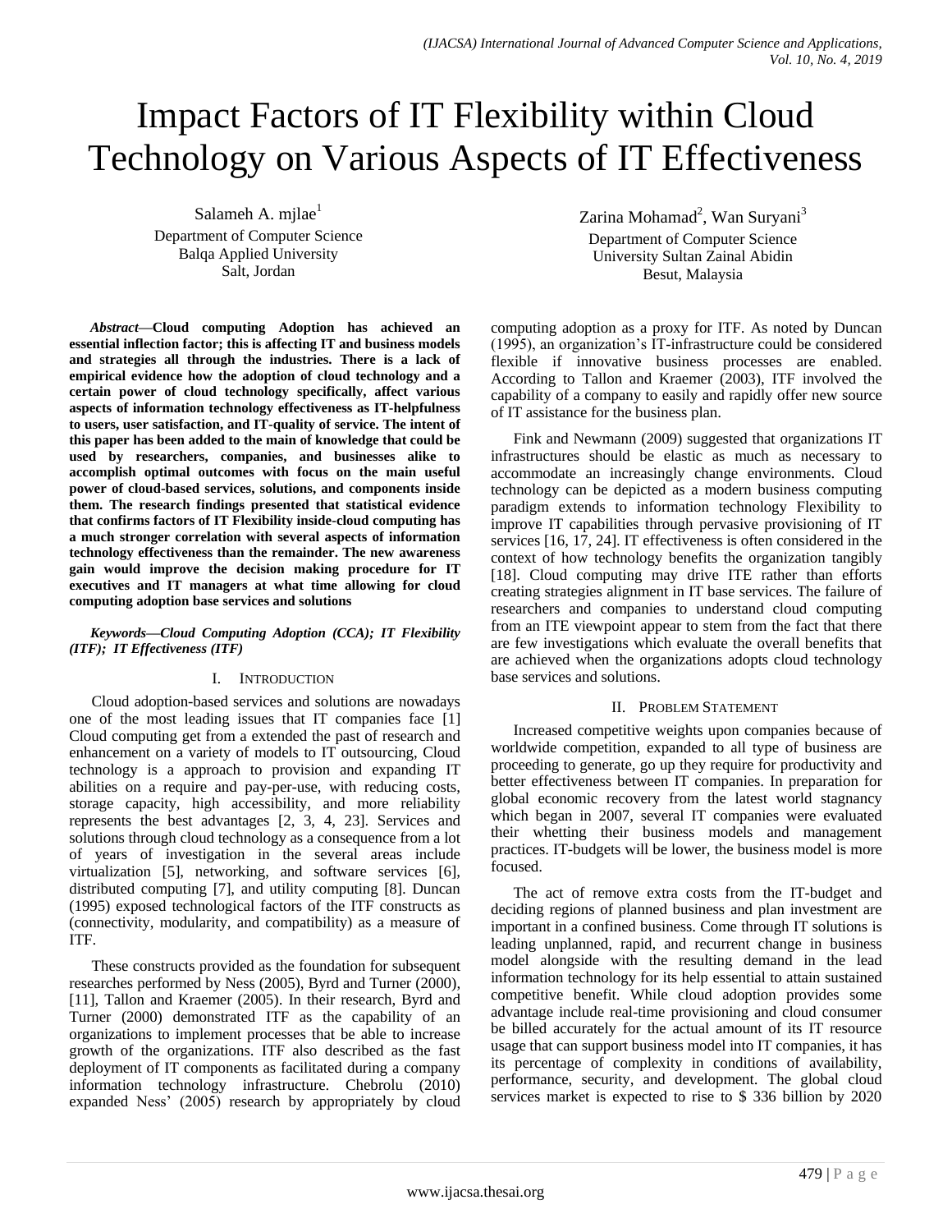# Impact Factors of IT Flexibility within Cloud Technology on Various Aspects of IT Effectiveness

Salameh A. mjlae[1]
Department of Computer Science
Balqa Applied University
Salt, Jordan

Zarina Mohamad[2], Wan Suryani[3]
Department of Computer Science
University Sultan Zainal Abidin
Besut, Malaysia

***Abstract*—Cloud computing Adoption has achieved an essential inflection factor; this is affecting IT and business models and strategies all through the industries. There is a lack of empirical evidence how the adoption of cloud technology and a certain power of cloud technology specifically, affect various aspects of information technology effectiveness as IT-helpfulness to users, user satisfaction, and IT-quality of service. The intent of this paper has been added to the main of knowledge that could be used by researchers, companies, and businesses alike to accomplish optimal outcomes with focus on the main useful power of cloud-based services, solutions, and components inside them. The research findings presented that statistical evidence that confirms factors of IT Flexibility inside-cloud computing has a much stronger correlation with several aspects of information technology effectiveness than the remainder. The new awareness gain would improve the decision making procedure for IT executives and IT managers at what time allowing for cloud computing adoption base services and solutions**

***Keywords*—*Cloud Computing Adoption (CCA); IT Flexibility (ITF); IT Effectiveness (ITF)***

## I. Introduction

Cloud adoption-based services and solutions are nowadays one of the most leading issues that IT companies face [1] Cloud computing get from a extended the past of research and enhancement on a variety of models to IT outsourcing, Cloud technology is a approach to provision and expanding IT abilities on a require and pay-per-use, with reducing costs, storage capacity, high accessibility, and more reliability represents the best advantages [2, 3, 4, 23]. Services and solutions through cloud technology as a consequence from a lot of years of investigation in the several areas include virtualization [5], networking, and software services [6], distributed computing [7], and utility computing [8]. Duncan (1995) exposed technological factors of the ITF constructs as (connectivity, modularity, and compatibility) as a measure of ITF.

These constructs provided as the foundation for subsequent researches performed by Ness (2005), Byrd and Turner (2000), [11], Tallon and Kraemer (2005). In their research, Byrd and Turner (2000) demonstrated ITF as the capability of an organizations to implement processes that be able to increase growth of the organizations. ITF also described as the fast deployment of IT components as facilitated during a company information technology infrastructure. Chebrolu (2010) expanded Ness' (2005) research by appropriately by cloud computing adoption as a proxy for ITF. As noted by Duncan (1995), an organization's IT-infrastructure could be considered flexible if innovative business processes are enabled. According to Tallon and Kraemer (2003), ITF involved the capability of a company to easily and rapidly offer new source of IT assistance for the business plan.

Fink and Newmann (2009) suggested that organizations IT infrastructures should be elastic as much as necessary to accommodate an increasingly change environments. Cloud technology can be depicted as a modern business computing paradigm extends to information technology Flexibility to improve IT capabilities through pervasive provisioning of IT services [16, 17, 24]. IT effectiveness is often considered in the context of how technology benefits the organization tangibly [18]. Cloud computing may drive ITE rather than efforts creating strategies alignment in IT base services. The failure of researchers and companies to understand cloud computing from an ITE viewpoint appear to stem from the fact that there are few investigations which evaluate the overall benefits that are achieved when the organizations adopts cloud technology base services and solutions.

## II. Problem Statement

Increased competitive weights upon companies because of worldwide competition, expanded to all type of business are proceeding to generate, go up they require for productivity and better effectiveness between IT companies. In preparation for global economic recovery from the latest world stagnancy which began in 2007, several IT companies were evaluated their whetting their business models and management practices. IT-budgets will be lower, the business model is more focused.

The act of remove extra costs from the IT-budget and deciding regions of planned business and plan investment are important in a confined business. Come through IT solutions is leading unplanned, rapid, and recurrent change in business model alongside with the resulting demand in the lead information technology for its help essential to attain sustained competitive benefit. While cloud adoption provides some advantage include real-time provisioning and cloud consumer be billed accurately for the actual amount of its IT resource usage that can support business model into IT companies, it has its percentage of complexity in conditions of availability, performance, security, and development. The global cloud services market is expected to rise to $ 336 billion by 2020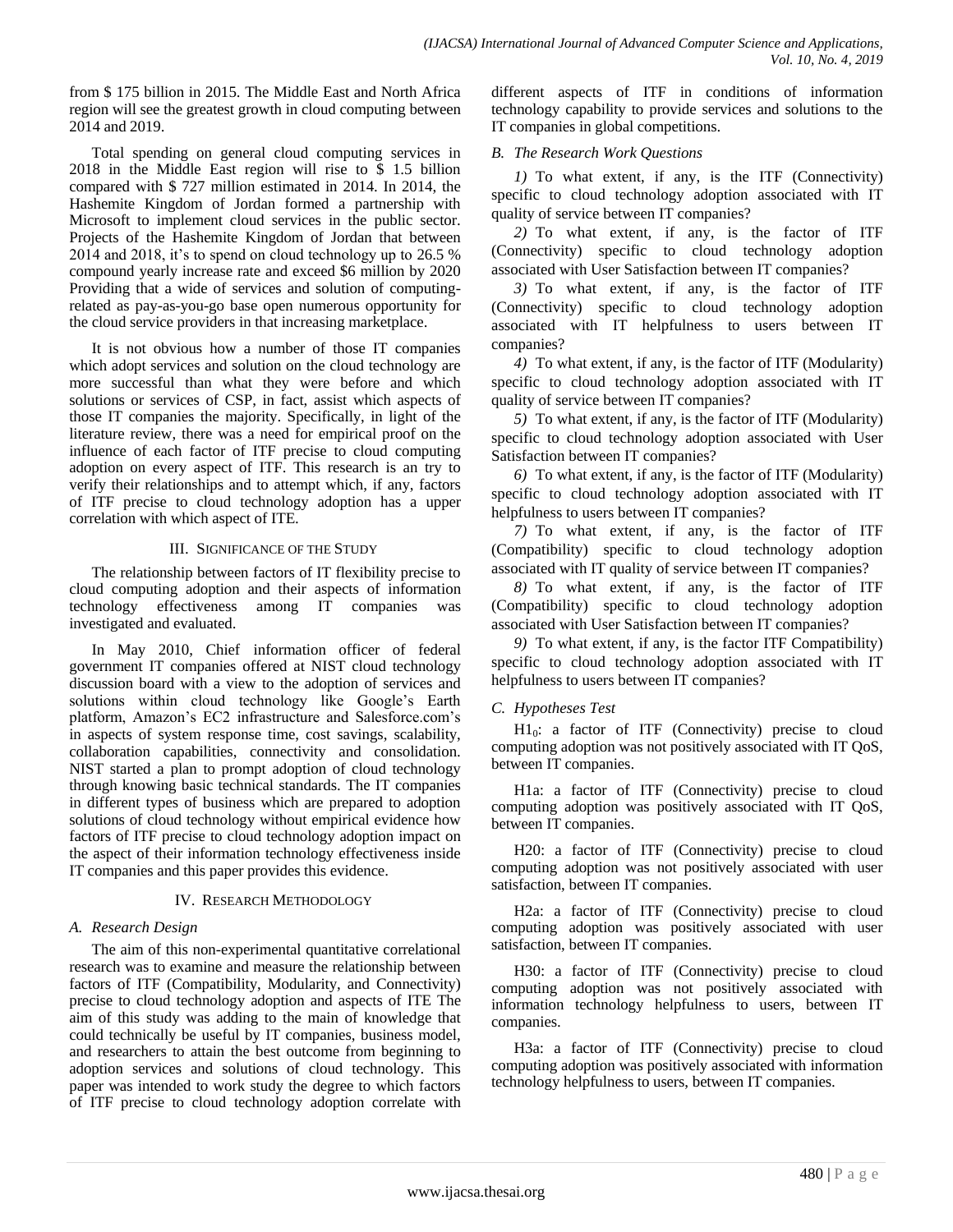from $ 175 billion in 2015. The Middle East and North Africa region will see the greatest growth in cloud computing between 2014 and 2019.

Total spending on general cloud computing services in 2018 in the Middle East region will rise to $ 1.5 billion compared with $ 727 million estimated in 2014. In 2014, the Hashemite Kingdom of Jordan formed a partnership with Microsoft to implement cloud services in the public sector. Projects of the Hashemite Kingdom of Jordan that between 2014 and 2018, it's to spend on cloud technology up to 26.5 % compound yearly increase rate and exceed $6 million by 2020 Providing that a wide of services and solution of computing-related as pay-as-you-go base open numerous opportunity for the cloud service providers in that increasing marketplace.

It is not obvious how a number of those IT companies which adopt services and solution on the cloud technology are more successful than what they were before and which solutions or services of CSP, in fact, assist which aspects of those IT companies the majority. Specifically, in light of the literature review, there was a need for empirical proof on the influence of each factor of ITF precise to cloud computing adoption on every aspect of ITF. This research is an try to verify their relationships and to attempt which, if any, factors of ITF precise to cloud technology adoption has a upper correlation with which aspect of ITE.

## III. Significance of the Study

The relationship between factors of IT flexibility precise to cloud computing adoption and their aspects of information technology effectiveness among IT companies was investigated and evaluated.

In May 2010, Chief information officer of federal government IT companies offered at NIST cloud technology discussion board with a view to the adoption of services and solutions within cloud technology like Google's Earth platform, Amazon's EC2 infrastructure and Salesforce.com's in aspects of system response time, cost savings, scalability, collaboration capabilities, connectivity and consolidation. NIST started a plan to prompt adoption of cloud technology through knowing basic technical standards. The IT companies in different types of business which are prepared to adoption solutions of cloud technology without empirical evidence how factors of ITF precise to cloud technology adoption impact on the aspect of their information technology effectiveness inside IT companies and this paper provides this evidence.

## IV. Research Methodology

### A. Research Design

The aim of this non-experimental quantitative correlational research was to examine and measure the relationship between factors of ITF (Compatibility, Modularity, and Connectivity) precise to cloud technology adoption and aspects of ITE The aim of this study was adding to the main of knowledge that could technically be useful by IT companies, business model, and researchers to attain the best outcome from beginning to adoption services and solutions of cloud technology. This paper was intended to work study the degree to which factors of ITF precise to cloud technology adoption correlate with different aspects of ITF in conditions of information technology capability to provide services and solutions to the IT companies in global competitions.

### B. The Research Work Questions

*1)* To what extent, if any, is the ITF (Connectivity) specific to cloud technology adoption associated with IT quality of service between IT companies?

*2)* To what extent, if any, is the factor of ITF (Connectivity) specific to cloud technology adoption associated with User Satisfaction between IT companies?

*3)* To what extent, if any, is the factor of ITF (Connectivity) specific to cloud technology adoption associated with IT helpfulness to users between IT companies?

*4)* To what extent, if any, is the factor of ITF (Modularity) specific to cloud technology adoption associated with IT quality of service between IT companies?

*5)* To what extent, if any, is the factor of ITF (Modularity) specific to cloud technology adoption associated with User Satisfaction between IT companies?

*6)* To what extent, if any, is the factor of ITF (Modularity) specific to cloud technology adoption associated with IT helpfulness to users between IT companies?

*7)* To what extent, if any, is the factor of ITF (Compatibility) specific to cloud technology adoption associated with IT quality of service between IT companies?

*8)* To what extent, if any, is the factor of ITF (Compatibility) specific to cloud technology adoption associated with User Satisfaction between IT companies?

*9)* To what extent, if any, is the factor ITF Compatibility) specific to cloud technology adoption associated with IT helpfulness to users between IT companies?

### C. Hypotheses Test

$H1_0$: a factor of ITF (Connectivity) precise to cloud computing adoption was not positively associated with IT QoS, between IT companies.

H1a: a factor of ITF (Connectivity) precise to cloud computing adoption was positively associated with IT QoS, between IT companies.

H20: a factor of ITF (Connectivity) precise to cloud computing adoption was not positively associated with user satisfaction, between IT companies.

H2a: a factor of ITF (Connectivity) precise to cloud computing adoption was positively associated with user satisfaction, between IT companies.

H30: a factor of ITF (Connectivity) precise to cloud computing adoption was not positively associated with information technology helpfulness to users, between IT companies.

H3a: a factor of ITF (Connectivity) precise to cloud computing adoption was positively associated with information technology helpfulness to users, between IT companies.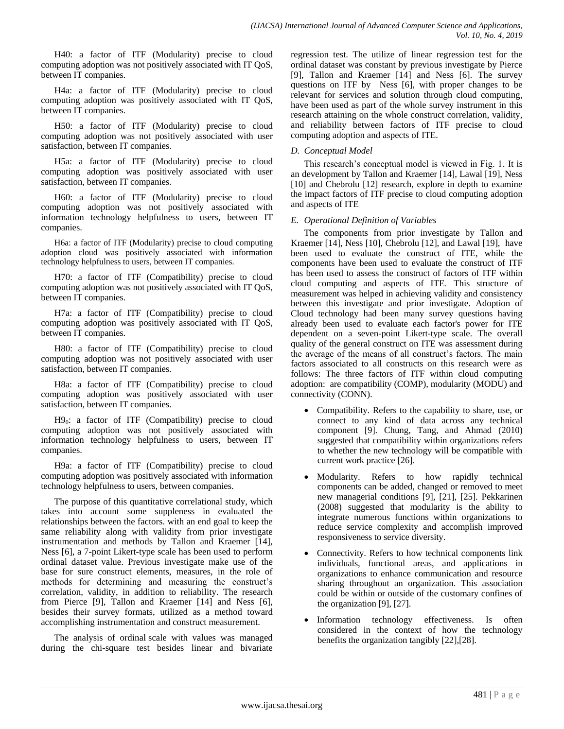H40: a factor of ITF (Modularity) precise to cloud computing adoption was not positively associated with IT QoS, between IT companies.

H4a: a factor of ITF (Modularity) precise to cloud computing adoption was positively associated with IT QoS, between IT companies.

H50: a factor of ITF (Modularity) precise to cloud computing adoption was not positively associated with user satisfaction, between IT companies.

H5a: a factor of ITF (Modularity) precise to cloud computing adoption was positively associated with user satisfaction, between IT companies.

H60: a factor of ITF (Modularity) precise to cloud computing adoption was not positively associated with information technology helpfulness to users, between IT companies.

H6a: a factor of ITF (Modularity) precise to cloud computing adoption cloud was positively associated with information technology helpfulness to users, between IT companies.

H70: a factor of ITF (Compatibility) precise to cloud computing adoption was not positively associated with IT QoS, between IT companies.

H7a: a factor of ITF (Compatibility) precise to cloud computing adoption was positively associated with IT QoS, between IT companies.

H80: a factor of ITF (Compatibility) precise to cloud computing adoption was not positively associated with user satisfaction, between IT companies.

H8a: a factor of ITF (Compatibility) precise to cloud computing adoption was positively associated with user satisfaction, between IT companies.

$H9_0$: a factor of ITF (Compatibility) precise to cloud computing adoption was not positively associated with information technology helpfulness to users, between IT companies.

H9a: a factor of ITF (Compatibility) precise to cloud computing adoption was positively associated with information technology helpfulness to users, between companies.

The purpose of this quantitative correlational study, which takes into account some suppleness in evaluated the relationships between the factors. with an end goal to keep the same reliability along with validity from prior investigate instrumentation and methods by Tallon and Kraemer [14], Ness [6], a 7-point Likert-type scale has been used to perform ordinal dataset value. Previous investigate make use of the base for sure construct elements, measures, in the role of methods for determining and measuring the construct's correlation, validity, in addition to reliability. The research from Pierce [9], Tallon and Kraemer [14] and Ness [6], besides their survey formats, utilized as a method toward accomplishing instrumentation and construct measurement.

The analysis of ordinal scale with values was managed during the chi-square test besides linear and bivariate regression test. The utilize of linear regression test for the ordinal dataset was constant by previous investigate by Pierce [9], Tallon and Kraemer [14] and Ness [6]. The survey questions on ITF by Ness [6], with proper changes to be relevant for services and solution through cloud computing, have been used as part of the whole survey instrument in this research attaining on the whole construct correlation, validity, and reliability between factors of ITF precise to cloud computing adoption and aspects of ITE.

### D. Conceptual Model

This research's conceptual model is viewed in Fig. 1. It is an development by Tallon and Kraemer [14], Lawal [19], Ness [10] and Chebrolu [12] research, explore in depth to examine the impact factors of ITF precise to cloud computing adoption and aspects of ITE

### E. Operational Definition of Variables

The components from prior investigate by Tallon and Kraemer [14], Ness [10], Chebrolu [12], and Lawal [19], have been used to evaluate the construct of ITE, while the components have been used to evaluate the construct of ITF has been used to assess the construct of factors of ITF within cloud computing and aspects of ITE. This structure of measurement was helped in achieving validity and consistency between this investigate and prior investigate. Adoption of Cloud technology had been many survey questions having already been used to evaluate each factor's power for ITE dependent on a seven-point Likert-type scale. The overall quality of the general construct on ITE was assessment during the average of the means of all construct's factors. The main factors associated to all constructs on this research were as follows: The three factors of ITF within cloud computing adoption: are compatibility (COMP), modularity (MODU) and connectivity (CONN).

- Compatibility. Refers to the capability to share, use, or connect to any kind of data across any technical component [9]. Chung, Tang, and Ahmad (2010) suggested that compatibility within organizations refers to whether the new technology will be compatible with current work practice [26].
- Modularity. Refers to how rapidly technical components can be added, changed or removed to meet new managerial conditions [9], [21], [25]. Pekkarinen (2008) suggested that modularity is the ability to integrate numerous functions within organizations to reduce service complexity and accomplish improved responsiveness to service diversity.
- Connectivity. Refers to how technical components link individuals, functional areas, and applications in organizations to enhance communication and resource sharing throughout an organization. This association could be within or outside of the customary confines of the organization [9], [27].
- Information technology effectiveness. Is often considered in the context of how the technology benefits the organization tangibly [22],[28].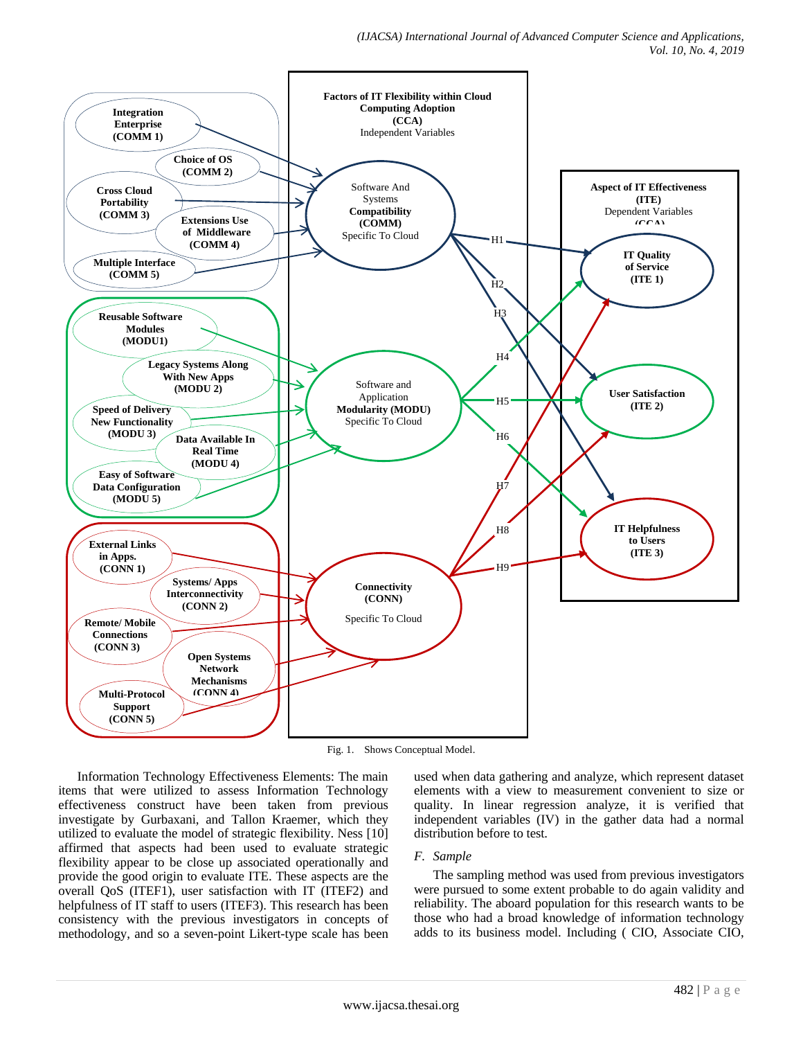Fig. 1. Shows Conceptual Model.

Information Technology Effectiveness Elements: The main items that were utilized to assess Information Technology effectiveness construct have been taken from previous investigate by Gurbaxani, and Tallon Kraemer, which they utilized to evaluate the model of strategic flexibility. Ness [10] affirmed that aspects had been used to evaluate strategic flexibility appear to be close up associated operationally and provide the good origin to evaluate ITE. These aspects are the overall QoS (ITEF1), user satisfaction with IT (ITEF2) and helpfulness of IT staff to users (ITEF3). This research has been consistency with the previous investigators in concepts of methodology, and so a seven-point Likert-type scale has been used when data gathering and analyze, which represent dataset elements with a view to measurement convenient to size or quality. In linear regression analyze, it is verified that independent variables (IV) in the gather data had a normal distribution before to test.

### F. Sample

The sampling method was used from previous investigators were pursued to some extent probable to do again validity and reliability. The aboard population for this research wants to be those who had a broad knowledge of information technology adds to its business model. Including ( CIO, Associate CIO,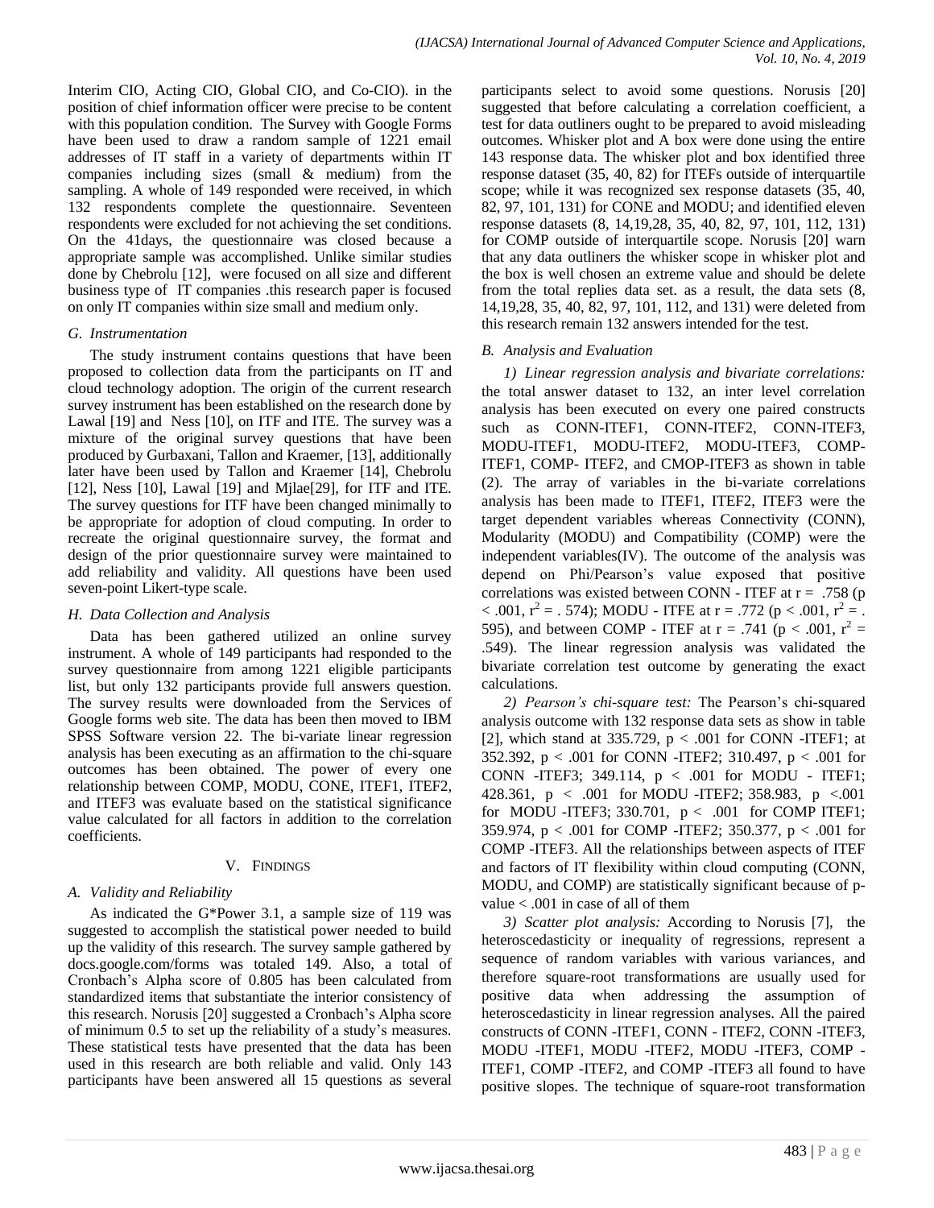Interim CIO, Acting CIO, Global CIO, and Co-CIO). in the position of chief information officer were precise to be content with this population condition. The Survey with Google Forms have been used to draw a random sample of 1221 email addresses of IT staff in a variety of departments within IT companies including sizes (small & medium) from the sampling. A whole of 149 responded were received, in which 132 respondents complete the questionnaire. Seventeen respondents were excluded for not achieving the set conditions. On the 41days, the questionnaire was closed because a appropriate sample was accomplished. Unlike similar studies done by Chebrolu [12], were focused on all size and different business type of IT companies .this research paper is focused on only IT companies within size small and medium only.

### G. Instrumentation

The study instrument contains questions that have been proposed to collection data from the participants on IT and cloud technology adoption. The origin of the current research survey instrument has been established on the research done by Lawal [19] and Ness [10], on ITF and ITE. The survey was a mixture of the original survey questions that have been produced by Gurbaxani, Tallon and Kraemer, [13], additionally later have been used by Tallon and Kraemer [14], Chebrolu [12], Ness [10], Lawal [19] and Mjlae[29], for ITF and ITE. The survey questions for ITF have been changed minimally to be appropriate for adoption of cloud computing. In order to recreate the original questionnaire survey, the format and design of the prior questionnaire survey were maintained to add reliability and validity. All questions have been used seven-point Likert-type scale.

### H. Data Collection and Analysis

Data has been gathered utilized an online survey instrument. A whole of 149 participants had responded to the survey questionnaire from among 1221 eligible participants list, but only 132 participants provide full answers question. The survey results were downloaded from the Services of Google forms web site. The data has been then moved to IBM SPSS Software version 22. The bi-variate linear regression analysis has been executing as an affirmation to the chi-square outcomes has been obtained. The power of every one relationship between COMP, MODU, CONE, ITEF1, ITEF2, and ITEF3 was evaluate based on the statistical significance value calculated for all factors in addition to the correlation coefficients.

## V. Findings

### A. Validity and Reliability

As indicated the G*Power 3.1, a sample size of 119 was suggested to accomplish the statistical power needed to build up the validity of this research. The survey sample gathered by docs.google.com/forms was totaled 149. Also, a total of Cronbach's Alpha score of 0.805 has been calculated from standardized items that substantiate the interior consistency of this research. Norusis [20] suggested a Cronbach's Alpha score of minimum 0.5 to set up the reliability of a study's measures. These statistical tests have presented that the data has been used in this research are both reliable and valid. Only 143 participants have been answered all 15 questions as several participants select to avoid some questions. Norusis [20] suggested that before calculating a correlation coefficient, a test for data outliners ought to be prepared to avoid misleading outcomes. Whisker plot and A box were done using the entire 143 response data. The whisker plot and box identified three response dataset (35, 40, 82) for ITEFs outside of interquartile scope; while it was recognized sex response datasets (35, 40, 82, 97, 101, 131) for CONE and MODU; and identified eleven response datasets (8, 14,19,28, 35, 40, 82, 97, 101, 112, 131) for COMP outside of interquartile scope. Norusis [20] warn that any data outliners the whisker scope in whisker plot and the box is well chosen an extreme value and should be delete from the total replies data set. as a result, the data sets (8, 14,19,28, 35, 40, 82, 97, 101, 112, and 131) were deleted from this research remain 132 answers intended for the test.

### B. Analysis and Evaluation

*1) Linear regression analysis and bivariate correlations:* the total answer dataset to 132, an inter level correlation analysis has been executed on every one paired constructs such as CONN-ITEF1, CONN-ITEF2, CONN-ITEF3, MODU-ITEF1, MODU-ITEF2, MODU-ITEF3, COMP-ITEF1, COMP- ITEF2, and CMOP-ITEF3 as shown in table (2). The array of variables in the bi-variate correlations analysis has been made to ITEF1, ITEF2, ITEF3 were the target dependent variables whereas Connectivity (CONN), Modularity (MODU) and Compatibility (COMP) were the independent variables(IV). The outcome of the analysis was depend on Phi/Pearson's value exposed that positive correlations was existed between CONN - ITEF at $r = .758$ ($p < .001$, $r^2 = .574$); MODU - ITFE at $r = .772$ ($p < .001$, $r^2 = .595$), and between COMP - ITEF at $r = .741$ ($p < .001$, $r^2 = .549$). The linear regression analysis was validated the bivariate correlation test outcome by generating the exact calculations.

*2) Pearson's chi-square test:* The Pearson's chi-squared analysis outcome with 132 response data sets as show in table [2], which stand at 335.729, $p < .001$ for CONN -ITEF1; at 352.392, $p < .001$ for CONN -ITEF2; 310.497, $p < .001$ for CONN -ITEF3; 349.114, $p < .001$ for MODU - ITEF1; 428.361, $p < .001$ for MODU -ITEF2; 358.983, $p < .001$ for MODU -ITEF3; 330.701, $p < .001$ for COMP ITEF1; 359.974, $p < .001$ for COMP -ITEF2; 350.377, $p < .001$ for COMP -ITEF3. All the relationships between aspects of ITEF and factors of IT flexibility within cloud computing (CONN, MODU, and COMP) are statistically significant because of p-value $< .001$ in case of all of them

*3) Scatter plot analysis:* According to Norusis [7], the heteroscedasticity or inequality of regressions, represent a sequence of random variables with various variances, and therefore square-root transformations are usually used for positive data when addressing the assumption of heteroscedasticity in linear regression analyses. All the paired constructs of CONN -ITEF1, CONN - ITEF2, CONN -ITEF3, MODU -ITEF1, MODU -ITEF2, MODU -ITEF3, COMP - ITEF1, COMP -ITEF2, and COMP -ITEF3 all found to have positive slopes. The technique of square-root transformation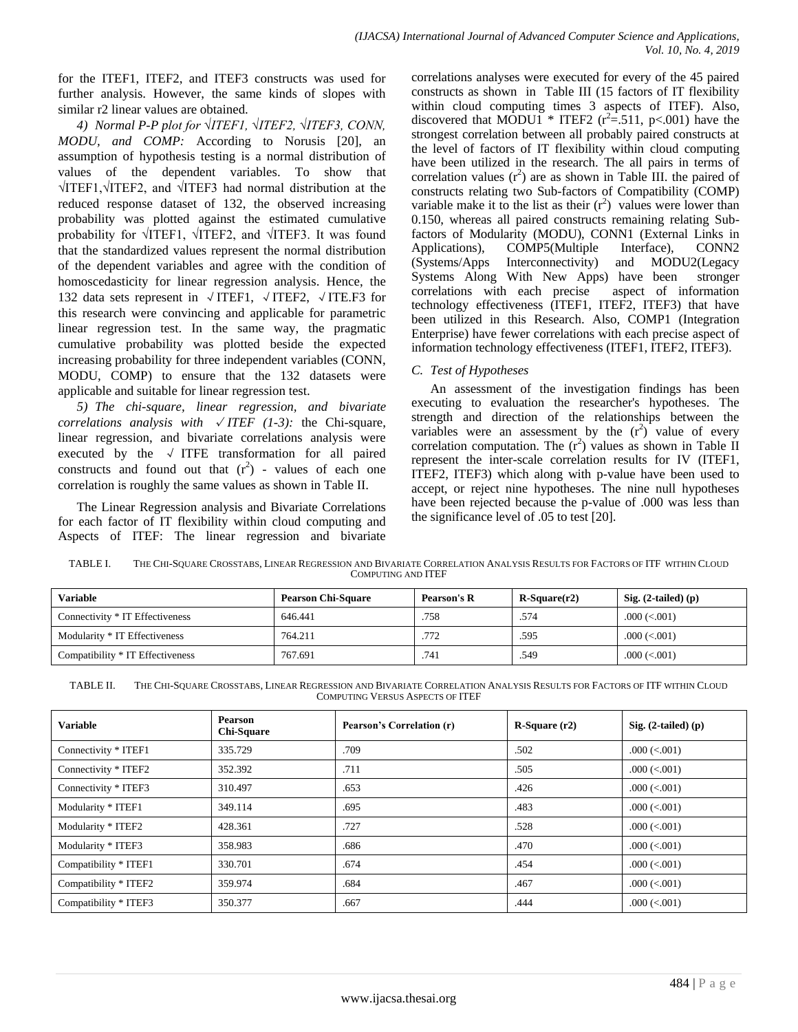for the ITEF1, ITEF2, and ITEF3 constructs was used for further analysis. However, the same kinds of slopes with similar r2 linear values are obtained.

*4) Normal P-P plot for √ITEF1, √ITEF2, √ITEF3, CONN, MODU, and COMP:* According to Norusis [20], an assumption of hypothesis testing is a normal distribution of values of the dependent variables. To show that √ITEF1,√ITEF2, and √ITEF3 had normal distribution at the reduced response dataset of 132, the observed increasing probability was plotted against the estimated cumulative probability for √ITEF1, √ITEF2, and √ITEF3. It was found that the standardized values represent the normal distribution of the dependent variables and agree with the condition of homoscedasticity for linear regression analysis. Hence, the 132 data sets represent in √ITEF1, √ITEF2, √ITE.F3 for this research were convincing and applicable for parametric linear regression test. In the same way, the pragmatic cumulative probability was plotted beside the expected increasing probability for three independent variables (CONN, MODU, COMP) to ensure that the 132 datasets were applicable and suitable for linear regression test.

*5) The chi-square, linear regression, and bivariate correlations analysis with √ITEF (1-3):* the Chi-square, linear regression, and bivariate correlations analysis were executed by the √ ITFE transformation for all paired constructs and found out that ($r^2$) - values of each one correlation is roughly the same values as shown in Table II.

The Linear Regression analysis and Bivariate Correlations for each factor of IT flexibility within cloud computing and Aspects of ITEF: The linear regression and bivariate correlations analyses were executed for every of the 45 paired constructs as shown in Table III (15 factors of IT flexibility within cloud computing times 3 aspects of ITEF). Also, discovered that MODU1 * ITEF2 ($r^2$=.511, p<.001) have the strongest correlation between all probably paired constructs at the level of factors of IT flexibility within cloud computing have been utilized in the research. The all pairs in terms of correlation values ($r^2$) are as shown in Table III. the paired of constructs relating two Sub-factors of Compatibility (COMP) variable make it to the list as their ($r^2$) values were lower than 0.150, whereas all paired constructs remaining relating Sub-factors of Modularity (MODU), CONN1 (External Links in Applications), COMP5(Multiple Interface), CONN2 (Systems/Apps Interconnectivity) and MODU2(Legacy Systems Along With New Apps) have been stronger correlations with each precise aspect of information technology effectiveness (ITEF1, ITEF2, ITEF3) that have been utilized in this Research. Also, COMP1 (Integration Enterprise) have fewer correlations with each precise aspect of information technology effectiveness (ITEF1, ITEF2, ITEF3).

### C. Test of Hypotheses

An assessment of the investigation findings has been executing to evaluation the researcher's hypotheses. The strength and direction of the relationships between the variables were an assessment by the ($r^2$) value of every correlation computation. The ($r^2$) values as shown in Table II represent the inter-scale correlation results for IV (ITEF1, ITEF2, ITEF3) which along with p-value have been used to accept, or reject nine hypotheses. The nine null hypotheses have been rejected because the p-value of .000 was less than the significance level of .05 to test [20].

TABLE I. THE CHI-SQUARE CROSSTABS, LINEAR REGRESSION AND BIVARIATE CORRELATION ANALYSIS RESULTS FOR FACTORS OF ITF WITHIN CLOUD COMPUTING AND ITEF

| Variable | Pearson Chi-Square | Pearson's R | R-Square(r2) | Sig. (2-tailed) (p) |
|---|---|---|---|---|
| Connectivity * IT Effectiveness | 646.441 | .758 | .574 | .000 (<.001) |
| Modularity * IT Effectiveness | 764.211 | .772 | .595 | .000 (<.001) |
| Compatibility * IT Effectiveness | 767.691 | .741 | .549 | .000 (<.001) |

TABLE II. THE CHI-SQUARE CROSSTABS, LINEAR REGRESSION AND BIVARIATE CORRELATION ANALYSIS RESULTS FOR FACTORS OF ITF WITHIN CLOUD COMPUTING VERSUS ASPECTS OF ITEF

| Variable | Pearson Chi-Square | Pearson's Correlation (r) | R-Square (r2) | Sig. (2-tailed) (p) |
|---|---|---|---|---|
| Connectivity * ITEF1 | 335.729 | .709 | .502 | .000 (<.001) |
| Connectivity * ITEF2 | 352.392 | .711 | .505 | .000 (<.001) |
| Connectivity * ITEF3 | 310.497 | .653 | .426 | .000 (<.001) |
| Modularity * ITEF1 | 349.114 | .695 | .483 | .000 (<.001) |
| Modularity * ITEF2 | 428.361 | .727 | .528 | .000 (<.001) |
| Modularity * ITEF3 | 358.983 | .686 | .470 | .000 (<.001) |
| Compatibility * ITEF1 | 330.701 | .674 | .454 | .000 (<.001) |
| Compatibility * ITEF2 | 359.974 | .684 | .467 | .000 (<.001) |
| Compatibility * ITEF3 | 350.377 | .667 | .444 | .000 (<.001) |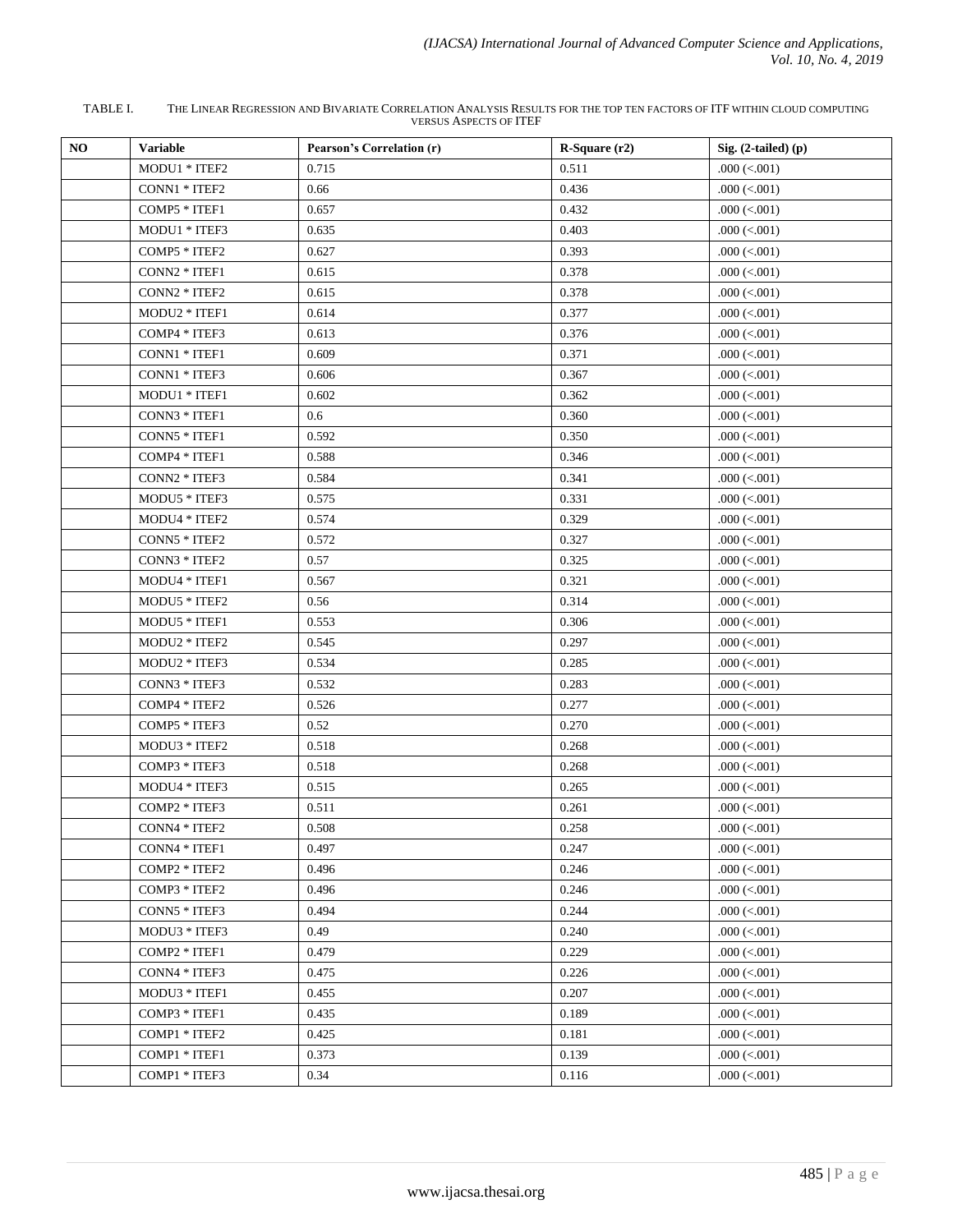TABLE I. THE LINEAR REGRESSION AND BIVARIATE CORRELATION ANALYSIS RESULTS FOR THE TOP TEN FACTORS OF ITF WITHIN CLOUD COMPUTING VERSUS ASPECTS OF ITEF

| NO | Variable | Pearson's Correlation (r) | R-Square (r2) | Sig. (2-tailed) (p) |
|---|---|---|---|---|
| | MODU1 * ITEF2 | 0.715 | 0.511 | .000 (<.001) |
| | CONN1 * ITEF2 | 0.66 | 0.436 | .000 (<.001) |
| | COMP5 * ITEF1 | 0.657 | 0.432 | .000 (<.001) |
| | MODU1 * ITEF3 | 0.635 | 0.403 | .000 (<.001) |
| | COMP5 * ITEF2 | 0.627 | 0.393 | .000 (<.001) |
| | CONN2 * ITEF1 | 0.615 | 0.378 | .000 (<.001) |
| | CONN2 * ITEF2 | 0.615 | 0.378 | .000 (<.001) |
| | MODU2 * ITEF1 | 0.614 | 0.377 | .000 (<.001) |
| | COMP4 * ITEF3 | 0.613 | 0.376 | .000 (<.001) |
| | CONN1 * ITEF1 | 0.609 | 0.371 | .000 (<.001) |
| | CONN1 * ITEF3 | 0.606 | 0.367 | .000 (<.001) |
| | MODU1 * ITEF1 | 0.602 | 0.362 | .000 (<.001) |
| | CONN3 * ITEF1 | 0.6 | 0.360 | .000 (<.001) |
| | CONN5 * ITEF1 | 0.592 | 0.350 | .000 (<.001) |
| | COMP4 * ITEF1 | 0.588 | 0.346 | .000 (<.001) |
| | CONN2 * ITEF3 | 0.584 | 0.341 | .000 (<.001) |
| | MODU5 * ITEF3 | 0.575 | 0.331 | .000 (<.001) |
| | MODU4 * ITEF2 | 0.574 | 0.329 | .000 (<.001) |
| | CONN5 * ITEF2 | 0.572 | 0.327 | .000 (<.001) |
| | CONN3 * ITEF2 | 0.57 | 0.325 | .000 (<.001) |
| | MODU4 * ITEF1 | 0.567 | 0.321 | .000 (<.001) |
| | MODU5 * ITEF2 | 0.56 | 0.314 | .000 (<.001) |
| | MODU5 * ITEF1 | 0.553 | 0.306 | .000 (<.001) |
| | MODU2 * ITEF2 | 0.545 | 0.297 | .000 (<.001) |
| | MODU2 * ITEF3 | 0.534 | 0.285 | .000 (<.001) |
| | CONN3 * ITEF3 | 0.532 | 0.283 | .000 (<.001) |
| | COMP4 * ITEF2 | 0.526 | 0.277 | .000 (<.001) |
| | COMP5 * ITEF3 | 0.52 | 0.270 | .000 (<.001) |
| | MODU3 * ITEF2 | 0.518 | 0.268 | .000 (<.001) |
| | COMP3 * ITEF3 | 0.518 | 0.268 | .000 (<.001) |
| | MODU4 * ITEF3 | 0.515 | 0.265 | .000 (<.001) |
| | COMP2 * ITEF3 | 0.511 | 0.261 | .000 (<.001) |
| | CONN4 * ITEF2 | 0.508 | 0.258 | .000 (<.001) |
| | CONN4 * ITEF1 | 0.497 | 0.247 | .000 (<.001) |
| | COMP2 * ITEF2 | 0.496 | 0.246 | .000 (<.001) |
| | COMP3 * ITEF2 | 0.496 | 0.246 | .000 (<.001) |
| | CONN5 * ITEF3 | 0.494 | 0.244 | .000 (<.001) |
| | MODU3 * ITEF3 | 0.49 | 0.240 | .000 (<.001) |
| | COMP2 * ITEF1 | 0.479 | 0.229 | .000 (<.001) |
| | CONN4 * ITEF3 | 0.475 | 0.226 | .000 (<.001) |
| | MODU3 * ITEF1 | 0.455 | 0.207 | .000 (<.001) |
| | COMP3 * ITEF1 | 0.435 | 0.189 | .000 (<.001) |
| | COMP1 * ITEF2 | 0.425 | 0.181 | .000 (<.001) |
| | COMP1 * ITEF1 | 0.373 | 0.139 | .000 (<.001) |
| | COMP1 * ITEF3 | 0.34 | 0.116 | .000 (<.001) |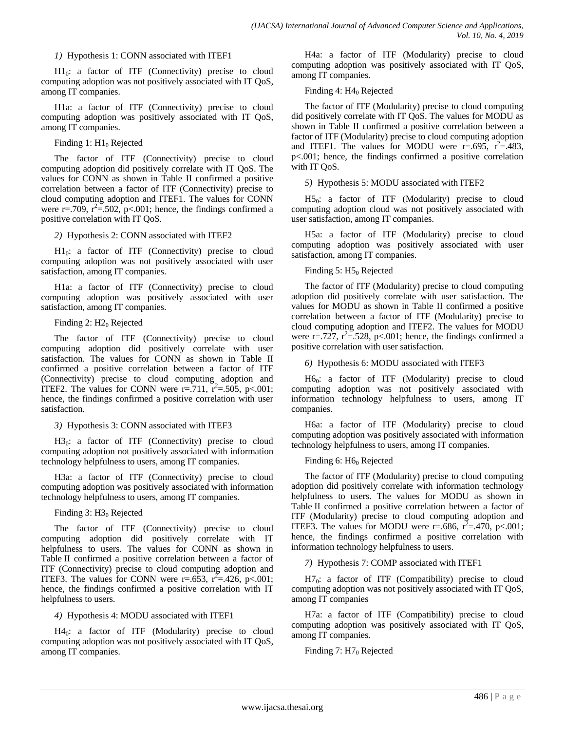*1)* Hypothesis 1: CONN associated with ITEF1

$H1_0$: a factor of ITF (Connectivity) precise to cloud computing adoption was not positively associated with IT QoS, among IT companies.

H1a: a factor of ITF (Connectivity) precise to cloud computing adoption was positively associated with IT QoS, among IT companies.

Finding 1: $H1_0$ Rejected

The factor of ITF (Connectivity) precise to cloud computing adoption did positively correlate with IT QoS. The values for CONN as shown in Table II confirmed a positive correlation between a factor of ITF (Connectivity) precise to cloud computing adoption and ITEF1. The values for CONN were $r=.709$, $r^2=.502$, $p<.001$; hence, the findings confirmed a positive correlation with IT QoS.

*2)* Hypothesis 2: CONN associated with ITEF2

$H1_0$: a factor of ITF (Connectivity) precise to cloud computing adoption was not positively associated with user satisfaction, among IT companies.

H1a: a factor of ITF (Connectivity) precise to cloud computing adoption was positively associated with user satisfaction, among IT companies.

Finding 2: $H2_0$ Rejected

The factor of ITF (Connectivity) precise to cloud computing adoption did positively correlate with user satisfaction. The values for CONN as shown in Table II confirmed a positive correlation between a factor of ITF (Connectivity) precise to cloud computing adoption and ITEF2. The values for CONN were $r=.711$, $r^2=.505$, $p<.001$; hence, the findings confirmed a positive correlation with user satisfaction.

*3)* Hypothesis 3: CONN associated with ITEF3

$H3_0$: a factor of ITF (Connectivity) precise to cloud computing adoption not positively associated with information technology helpfulness to users, among IT companies.

H3a: a factor of ITF (Connectivity) precise to cloud computing adoption was positively associated with information technology helpfulness to users, among IT companies.

Finding 3: $H3_0$ Rejected

The factor of ITF (Connectivity) precise to cloud computing adoption did positively correlate with IT helpfulness to users. The values for CONN as shown in Table II confirmed a positive correlation between a factor of ITF (Connectivity) precise to cloud computing adoption and ITEF3. The values for CONN were $r=.653$, $r^2=.426$, $p<.001$; hence, the findings confirmed a positive correlation with IT helpfulness to users.

*4)* Hypothesis 4: MODU associated with ITEF1

$H4_0$: a factor of ITF (Modularity) precise to cloud computing adoption was not positively associated with IT QoS, among IT companies.

H4a: a factor of ITF (Modularity) precise to cloud computing adoption was positively associated with IT QoS, among IT companies.

Finding 4: $H4_0$ Rejected

The factor of ITF (Modularity) precise to cloud computing did positively correlate with IT QoS. The values for MODU as shown in Table II confirmed a positive correlation between a factor of ITF (Modularity) precise to cloud computing adoption and ITEF1. The values for MODU were $r=.695$, $r^2=.483$, $p<.001$; hence, the findings confirmed a positive correlation with IT QoS.

*5)* Hypothesis 5: MODU associated with ITEF2

$H5_0$: a factor of ITF (Modularity) precise to cloud computing adoption cloud was not positively associated with user satisfaction, among IT companies.

H5a: a factor of ITF (Modularity) precise to cloud computing adoption was positively associated with user satisfaction, among IT companies.

Finding 5: $H5_0$ Rejected

The factor of ITF (Modularity) precise to cloud computing adoption did positively correlate with user satisfaction. The values for MODU as shown in Table II confirmed a positive correlation between a factor of ITF (Modularity) precise to cloud computing adoption and ITEF2. The values for MODU were $r=.727$, $r^2=.528$, $p<.001$; hence, the findings confirmed a positive correlation with user satisfaction.

*6)* Hypothesis 6: MODU associated with ITEF3

$H6_0$: a factor of ITF (Modularity) precise to cloud computing adoption was not positively associated with information technology helpfulness to users, among IT companies.

H6a: a factor of ITF (Modularity) precise to cloud computing adoption was positively associated with information technology helpfulness to users, among IT companies.

Finding 6: $H6_0$ Rejected

The factor of ITF (Modularity) precise to cloud computing adoption did positively correlate with information technology helpfulness to users. The values for MODU as shown in Table II confirmed a positive correlation between a factor of ITF (Modularity) precise to cloud computing adoption and ITEF3. The values for MODU were $r=.686$, $r^2=.470$, $p<.001$; hence, the findings confirmed a positive correlation with information technology helpfulness to users.

*7)* Hypothesis 7: COMP associated with ITEF1

$H7_0$: a factor of ITF (Compatibility) precise to cloud computing adoption was not positively associated with IT QoS, among IT companies

H7a: a factor of ITF (Compatibility) precise to cloud computing adoption was positively associated with IT QoS, among IT companies.

Finding 7: $H7_0$ Rejected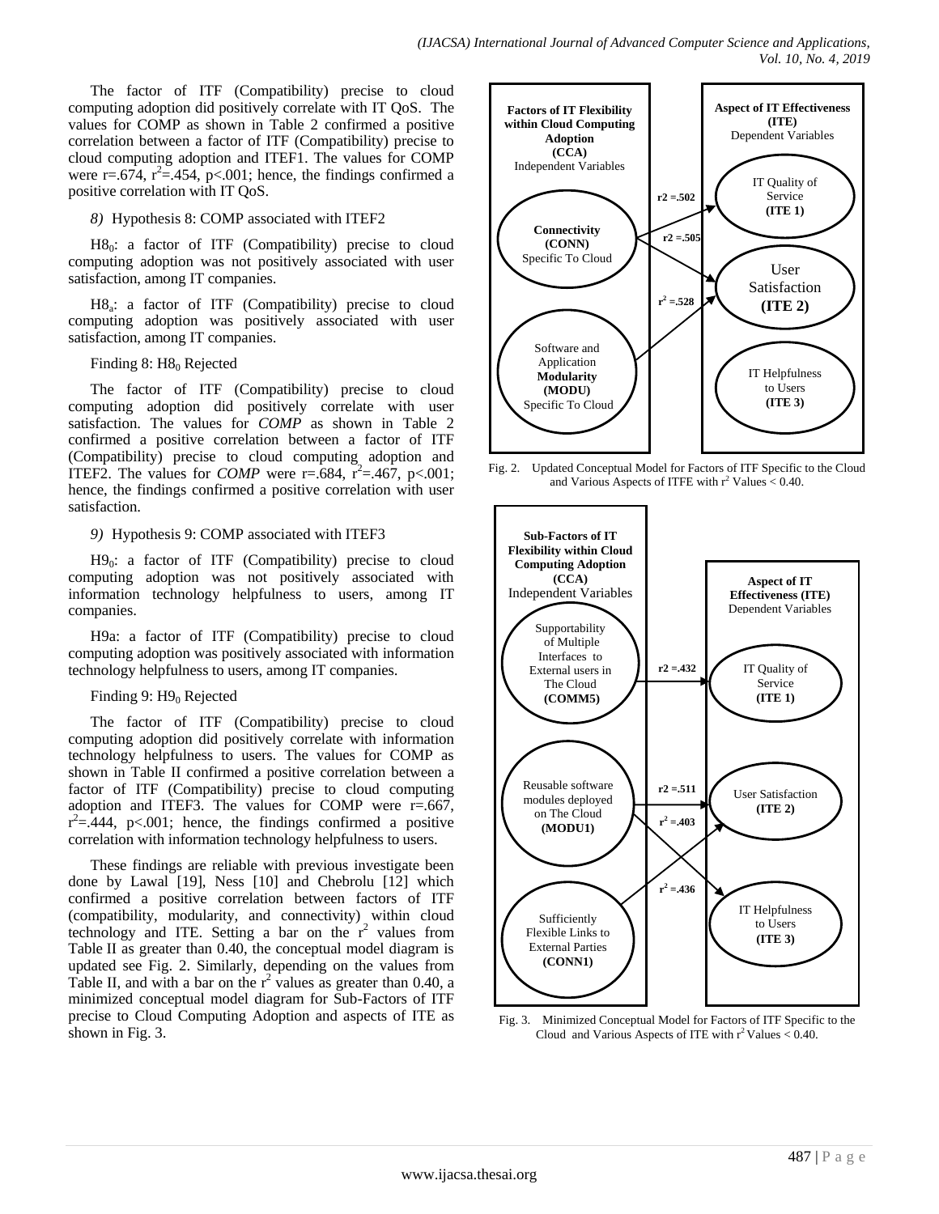The factor of ITF (Compatibility) precise to cloud computing adoption did positively correlate with IT QoS. The values for COMP as shown in Table 2 confirmed a positive correlation between a factor of ITF (Compatibility) precise to cloud computing adoption and ITEF1. The values for COMP were r=.674, $r^2$=.454, p<.001; hence, the findings confirmed a positive correlation with IT QoS.

*8)* Hypothesis 8: COMP associated with ITEF2

$H8_0$: a factor of ITF (Compatibility) precise to cloud computing adoption was not positively associated with user satisfaction, among IT companies.

$H8_a$: a factor of ITF (Compatibility) precise to cloud computing adoption was positively associated with user satisfaction, among IT companies.

Finding 8: $H8_0$ Rejected

The factor of ITF (Compatibility) precise to cloud computing adoption did positively correlate with user satisfaction. The values for *COMP* as shown in Table 2 confirmed a positive correlation between a factor of ITF (Compatibility) precise to cloud computing adoption and ITEF2. The values for *COMP* were r=.684, $r^2$=.467, p<.001; hence, the findings confirmed a positive correlation with user satisfaction.

*9)* Hypothesis 9: COMP associated with ITEF3

$H9_0$: a factor of ITF (Compatibility) precise to cloud computing adoption was not positively associated with information technology helpfulness to users, among IT companies.

H9a: a factor of ITF (Compatibility) precise to cloud computing adoption was positively associated with information technology helpfulness to users, among IT companies.

Finding 9: $H9_0$ Rejected

The factor of ITF (Compatibility) precise to cloud computing adoption did positively correlate with information technology helpfulness to users. The values for COMP as shown in Table II confirmed a positive correlation between a factor of ITF (Compatibility) precise to cloud computing adoption and ITEF3. The values for COMP were r=.667, $r^2$=.444, p<.001; hence, the findings confirmed a positive correlation with information technology helpfulness to users.

These findings are reliable with previous investigate been done by Lawal [19], Ness [10] and Chebrolu [12] which confirmed a positive correlation between factors of ITF (compatibility, modularity, and connectivity) within cloud technology and ITE. Setting a bar on the $r^2$ values from Table II as greater than 0.40, the conceptual model diagram is updated see Fig. 2. Similarly, depending on the values from Table II, and with a bar on the $r^2$ values as greater than 0.40, a minimized conceptual model diagram for Sub-Factors of ITF precise to Cloud Computing Adoption and aspects of ITE as shown in Fig. 3.

Fig. 2. Updated Conceptual Model for Factors of ITF Specific to the Cloud and Various Aspects of ITFE with $r^2$ Values < 0.40.

Fig. 3. Minimized Conceptual Model for Factors of ITF Specific to the Cloud and Various Aspects of ITE with $r^2$ Values < 0.40.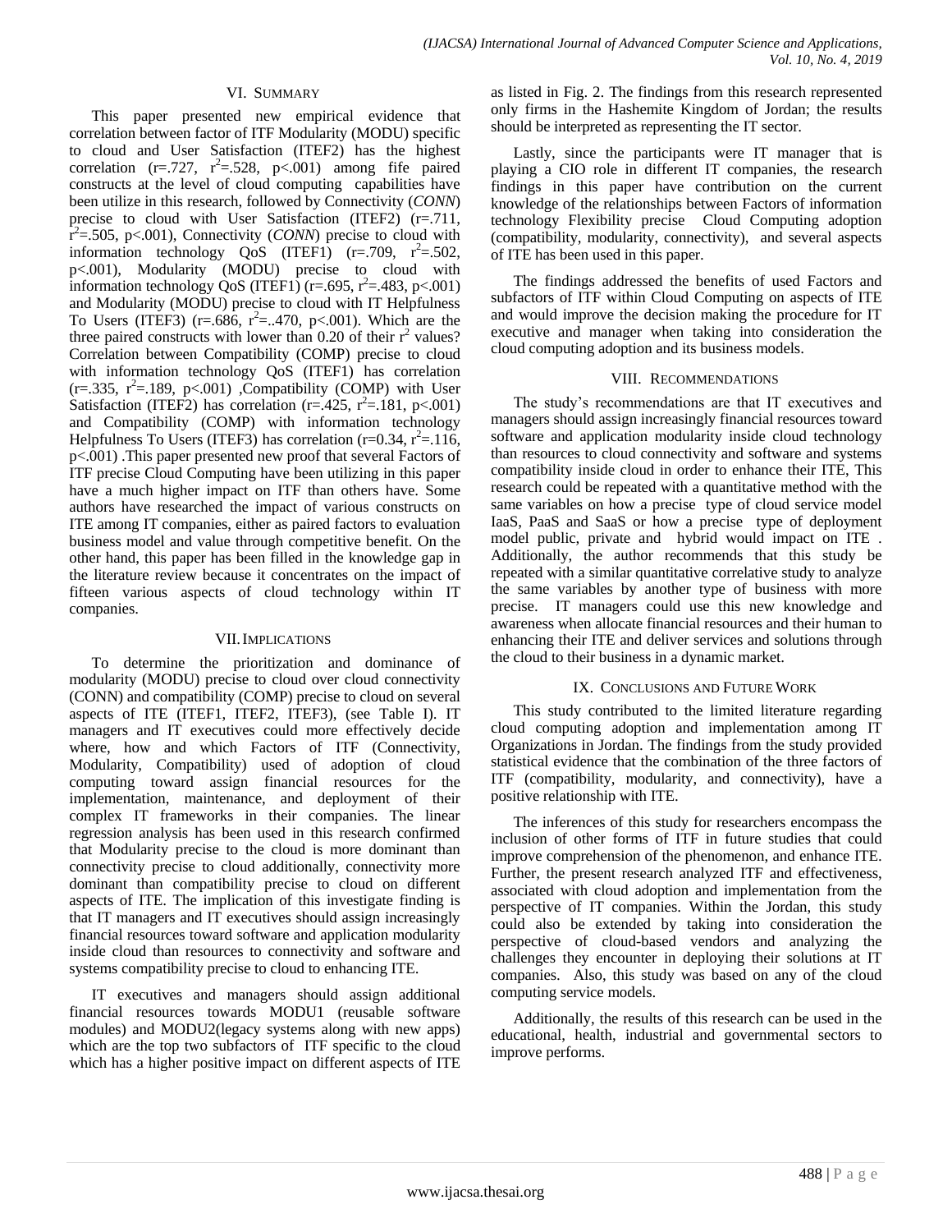## VI. Summary

This paper presented new empirical evidence that correlation between factor of ITF Modularity (MODU) specific to cloud and User Satisfaction (ITEF2) has the highest correlation ($r=.727$, $r^2=.528$, $p<.001$) among fife paired constructs at the level of cloud computing capabilities have been utilize in this research, followed by Connectivity (*CONN*) precise to cloud with User Satisfaction (ITEF2) ($r=.711$, $r^2=.505$, $p<.001$), Connectivity (*CONN*) precise to cloud with information technology QoS (ITEF1) ($r=.709$, $r^2=.502$, $p<.001$), Modularity (MODU) precise to cloud with information technology QoS (ITEF1) ($r=.695$, $r^2=.483$, $p<.001$) and Modularity (MODU) precise to cloud with IT Helpfulness To Users (ITEF3) ($r=.686$, $r^2=..470$, $p<.001$). Which are the three paired constructs with lower than 0.20 of their $r^2$ values? Correlation between Compatibility (COMP) precise to cloud with information technology QoS (ITEF1) has correlation ($r=.335$, $r^2=.189$, $p<.001$) ,Compatibility (COMP) with User Satisfaction (ITEF2) has correlation ($r=.425$, $r^2=.181$, $p<.001$) and Compatibility (COMP) with information technology Helpfulness To Users (ITEF3) has correlation ($r=0.34$, $r^2=.116$, $p<.001$) .This paper presented new proof that several Factors of ITF precise Cloud Computing have been utilizing in this paper have a much higher impact on ITF than others have. Some authors have researched the impact of various constructs on ITE among IT companies, either as paired factors to evaluation business model and value through competitive benefit. On the other hand, this paper has been filled in the knowledge gap in the literature review because it concentrates on the impact of fifteen various aspects of cloud technology within IT companies.

## VII. Implications

To determine the prioritization and dominance of modularity (MODU) precise to cloud over cloud connectivity (CONN) and compatibility (COMP) precise to cloud on several aspects of ITE (ITEF1, ITEF2, ITEF3), (see Table I). IT managers and IT executives could more effectively decide where, how and which Factors of ITF (Connectivity, Modularity, Compatibility) used of adoption of cloud computing toward assign financial resources for the implementation, maintenance, and deployment of their complex IT frameworks in their companies. The linear regression analysis has been used in this research confirmed that Modularity precise to the cloud is more dominant than connectivity precise to cloud additionally, connectivity more dominant than compatibility precise to cloud on different aspects of ITE. The implication of this investigate finding is that IT managers and IT executives should assign increasingly financial resources toward software and application modularity inside cloud than resources to connectivity and software and systems compatibility precise to cloud to enhancing ITE.

IT executives and managers should assign additional financial resources towards MODU1 (reusable software modules) and MODU2(legacy systems along with new apps) which are the top two subfactors of ITF specific to the cloud which has a higher positive impact on different aspects of ITE as listed in Fig. 2. The findings from this research represented only firms in the Hashemite Kingdom of Jordan; the results should be interpreted as representing the IT sector.

Lastly, since the participants were IT manager that is playing a CIO role in different IT companies, the research findings in this paper have contribution on the current knowledge of the relationships between Factors of information technology Flexibility precise Cloud Computing adoption (compatibility, modularity, connectivity), and several aspects of ITE has been used in this paper.

The findings addressed the benefits of used Factors and subfactors of ITF within Cloud Computing on aspects of ITE and would improve the decision making the procedure for IT executive and manager when taking into consideration the cloud computing adoption and its business models.

## VIII. Recommendations

The study's recommendations are that IT executives and managers should assign increasingly financial resources toward software and application modularity inside cloud technology than resources to cloud connectivity and software and systems compatibility inside cloud in order to enhance their ITE, This research could be repeated with a quantitative method with the same variables on how a precise type of cloud service model IaaS, PaaS and SaaS or how a precise type of deployment model public, private and hybrid would impact on ITE . Additionally, the author recommends that this study be repeated with a similar quantitative correlative study to analyze the same variables by another type of business with more precise. IT managers could use this new knowledge and awareness when allocate financial resources and their human to enhancing their ITE and deliver services and solutions through the cloud to their business in a dynamic market.

## IX. Conclusions and Future Work

This study contributed to the limited literature regarding cloud computing adoption and implementation among IT Organizations in Jordan. The findings from the study provided statistical evidence that the combination of the three factors of ITF (compatibility, modularity, and connectivity), have a positive relationship with ITE.

The inferences of this study for researchers encompass the inclusion of other forms of ITF in future studies that could improve comprehension of the phenomenon, and enhance ITE. Further, the present research analyzed ITF and effectiveness, associated with cloud adoption and implementation from the perspective of IT companies. Within the Jordan, this study could also be extended by taking into consideration the perspective of cloud-based vendors and analyzing the challenges they encounter in deploying their solutions at IT companies. Also, this study was based on any of the cloud computing service models.

Additionally, the results of this research can be used in the educational, health, industrial and governmental sectors to improve performs.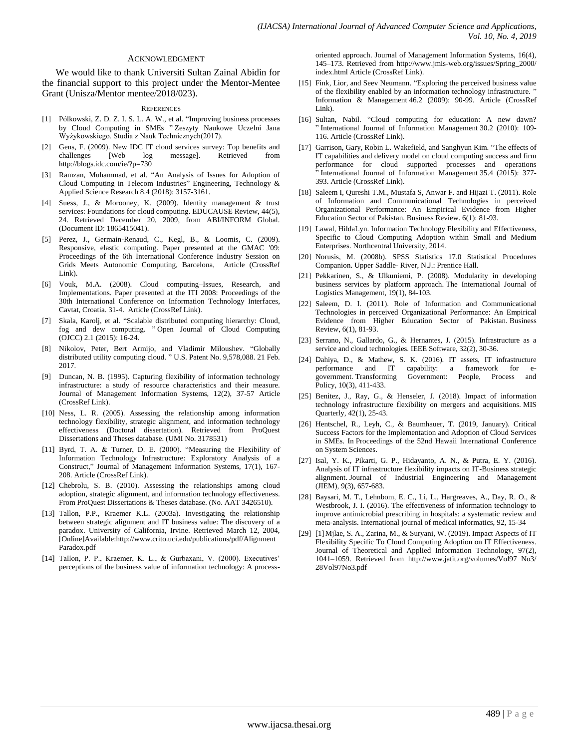## ACKNOWLEDGMENT

We would like to thank Universiti Sultan Zainal Abidin for the financial support to this project under the Mentor-Mentee Grant (Unisza/Mentor mentee/2018/023).

## REFERENCES

[1] Pólkowski, Z. D. Z. I. S. L. A. W., et al. "Improving business processes by Cloud Computing in SMEs " Zeszyty Naukowe Uczelni Jana Wyżykowskiego. Studia z Nauk Technicznych(2017).

[2] Gens, F. (2009). New IDC IT cloud services survey: Top benefits and challenges [Web log message]. Retrieved from http://blogs.idc.com/ie/?p=730

[3] Ramzan, Muhammad, et al. "An Analysis of Issues for Adoption of Cloud Computing in Telecom Industries" Engineering, Technology & Applied Science Research 8.4 (2018): 3157-3161.

[4] Suess, J., & Morooney, K. (2009). Identity management & trust services: Foundations for cloud computing. EDUCAUSE Review, 44(5), 24. Retrieved December 20, 2009, from ABI/INFORM Global. (Document ID: 1865415041).

[5] Perez, J., Germain-Renaud, C., Kegl, B., & Loomis, C. (2009). Responsive, elastic computing. Paper presented at the GMAC '09: Proceedings of the 6th International Conference Industry Session on Grids Meets Autonomic Computing, Barcelona, Article (CrossRef Link).

[6] Vouk, M.A. (2008). Cloud computing–Issues, Research, and Implementations. Paper presented at the ITI 2008: Proceedings of the 30th International Conference on Information Technology Interfaces, Cavtat, Croatia. 31-4. Article (CrossRef Link).

[7] Skala, Karolj, et al. "Scalable distributed computing hierarchy: Cloud, fog and dew computing. " Open Journal of Cloud Computing (OJCC) 2.1 (2015): 16-24.

[8] Nikolov, Peter, Bert Armijo, and Vladimir Miloushev. "Globally distributed utility computing cloud. " U.S. Patent No. 9,578,088. 21 Feb. 2017.

[9] Duncan, N. B. (1995). Capturing flexibility of information technology infrastructure: a study of resource characteristics and their measure. Journal of Management Information Systems, 12(2), 37-57 Article (CrossRef Link).

[10] Ness, L. R. (2005). Assessing the relationship among information technology flexibility, strategic alignment, and information technology effectiveness (Doctoral dissertation). Retrieved from ProQuest Dissertations and Theses database. (UMI No. 3178531)

[11] Byrd, T. A. & Turner, D. E. (2000). "Measuring the Flexibility of Information Technology Infrastructure: Exploratory Analysis of a Construct," Journal of Management Information Systems, 17(1), 167-208. Article (CrossRef Link).

[12] Chebrolu, S. B. (2010). Assessing the relationships among cloud adoption, strategic alignment, and information technology effectiveness. From ProQuest Dissertations & Theses database. (No. AAT 3426510).

[13] Tallon, P.P., Kraemer K.L. (2003a). Investigating the relationship between strategic alignment and IT business value: The discovery of a paradox. University of California, Irvine. Retrieved March 12, 2004, [Online]Available:http://www.crito.uci.edu/publications/pdf/Alignment Paradox.pdf

[14] Tallon, P. P., Kraemer, K. L., & Gurbaxani, V. (2000). Executives' perceptions of the business value of information technology: A process-oriented approach. Journal of Management Information Systems, 16(4), 145–173. Retrieved from http://www.jmis-web.org/issues/Spring_2000/ index.html Article (CrossRef Link).

[15] Fink, Lior, and Seev Neumann. "Exploring the perceived business value of the flexibility enabled by an information technology infrastructure. " Information & Management 46.2 (2009): 90-99. Article (CrossRef Link).

[16] Sultan, Nabil. "Cloud computing for education: A new dawn? " International Journal of Information Management 30.2 (2010): 109-116. Article (CrossRef Link).

[17] Garrison, Gary, Robin L. Wakefield, and Sanghyun Kim. "The effects of IT capabilities and delivery model on cloud computing success and firm performance for cloud supported processes and operations " International Journal of Information Management 35.4 (2015): 377-393. Article (CrossRef Link).

[18] Saleem I, Qureshi T.M., Mustafa S, Anwar F. and Hijazi T. (2011). Role of Information and Communicational Technologies in perceived Organizational Performance: An Empirical Evidence from Higher Education Sector of Pakistan. Business Review. 6(1): 81-93.

[19] Lawal, HildaLyn. Information Technology Flexibility and Effectiveness, Specific to Cloud Computing Adoption within Small and Medium Enterprises. Northcentral University, 2014.

[20] Norusis, M. (2008b). SPSS Statistics 17.0 Statistical Procedures Companion. Upper Saddle- River, N.J.: Prentice Hall.

[21] Pekkarinen, S., & Ulkuniemi, P. (2008). Modularity in developing business services by platform approach. The International Journal of Logistics Management, 19(1), 84-103.

[22] Saleem, D. I. (2011). Role of Information and Communicational Technologies in perceived Organizational Performance: An Empirical Evidence from Higher Education Sector of Pakistan. Business Review, 6(1), 81-93.

[23] Serrano, N., Gallardo, G., & Hernantes, J. (2015). Infrastructure as a service and cloud technologies. IEEE Software, 32(2), 30-36.

[24] Dahiya, D., & Mathew, S. K. (2016). IT assets, IT infrastructure performance and IT capability: a framework for e-government. Transforming Government: People, Process and Policy, 10(3), 411-433.

[25] Benitez, J., Ray, G., & Henseler, J. (2018). Impact of information technology infrastructure flexibility on mergers and acquisitions. MIS Quarterly, 42(1), 25-43.

[26] Hentschel, R., Leyh, C., & Baumhauer, T. (2019, January). Critical Success Factors for the Implementation and Adoption of Cloud Services in SMEs. In Proceedings of the 52nd Hawaii International Conference on System Sciences.

[27] Isal, Y. K., Pikarti, G. P., Hidayanto, A. N., & Putra, E. Y. (2016). Analysis of IT infrastructure flexibility impacts on IT-Business strategic alignment. Journal of Industrial Engineering and Management (JIEM), 9(3), 657-683.

[28] Baysari, M. T., Lehnbom, E. C., Li, L., Hargreaves, A., Day, R. O., & Westbrook, J. I. (2016). The effectiveness of information technology to improve antimicrobial prescribing in hospitals: a systematic review and meta-analysis. International journal of medical informatics, 92, 15-34

[29] [1] Mjlae, S. A., Zarina, M., & Suryani, W. (2019). Impact Aspects of IT Flexibility Specific To Cloud Computing Adoption on IT Effectiveness. Journal of Theoretical and Applied Information Technology, 97(2), 1041–1059. Retrieved from http://www.jatit.org/volumes/Vol97 No3/ 28Vol97No3.pdf